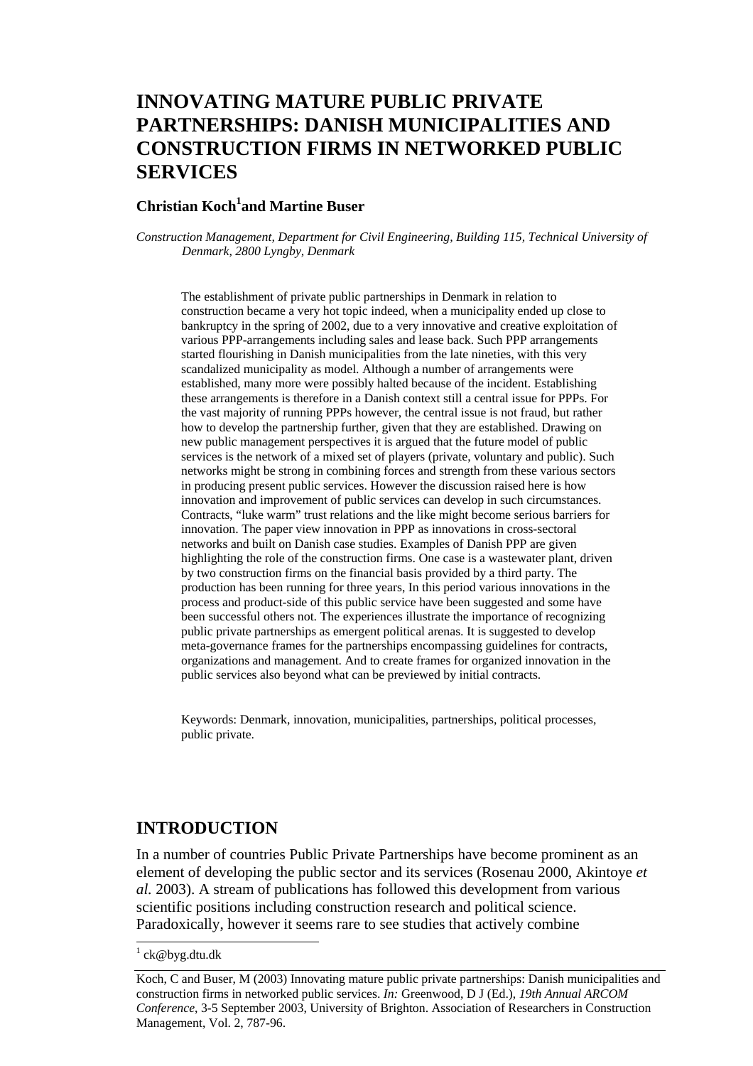# INNOVATING MATURE PUBLIC PRIVATE PARTNERSHIPS: DANISH MUNICIPALITIES AND CONSTRUCTION FIRMS IN NETWORKED PUBLIC SERVICES

**Christian Koch[1] and Martine Buser**

*Construction Management, Department for Civil Engineering, Building 115, Technical University of Denmark, 2800 Lyngby, Denmark*

The establishment of private public partnerships in Denmark in relation to construction became a very hot topic indeed, when a municipality ended up close to bankruptcy in the spring of 2002, due to a very innovative and creative exploitation of various PPP-arrangements including sales and lease back. Such PPP arrangements started flourishing in Danish municipalities from the late nineties, with this very scandalized municipality as model. Although a number of arrangements were established, many more were possibly halted because of the incident. Establishing these arrangements is therefore in a Danish context still a central issue for PPPs. For the vast majority of running PPPs however, the central issue is not fraud, but rather how to develop the partnership further, given that they are established. Drawing on new public management perspectives it is argued that the future model of public services is the network of a mixed set of players (private, voluntary and public). Such networks might be strong in combining forces and strength from these various sectors in producing present public services. However the discussion raised here is how innovation and improvement of public services can develop in such circumstances. Contracts, "luke warm" trust relations and the like might become serious barriers for innovation. The paper view innovation in PPP as innovations in cross-sectoral networks and built on Danish case studies. Examples of Danish PPP are given highlighting the role of the construction firms. One case is a wastewater plant, driven by two construction firms on the financial basis provided by a third party. The production has been running for three years, In this period various innovations in the process and product-side of this public service have been suggested and some have been successful others not. The experiences illustrate the importance of recognizing public private partnerships as emergent political arenas. It is suggested to develop meta-governance frames for the partnerships encompassing guidelines for contracts, organizations and management. And to create frames for organized innovation in the public services also beyond what can be previewed by initial contracts.

Keywords: Denmark, innovation, municipalities, partnerships, political processes, public private.

## INTRODUCTION

In a number of countries Public Private Partnerships have become prominent as an element of developing the public sector and its services (Rosenau 2000, Akintoye *et al.* 2003). A stream of publications has followed this development from various scientific positions including construction research and political science. Paradoxically, however it seems rare to see studies that actively combine

[1] ck@byg.dtu.dk

Koch, C and Buser, M (2003) Innovating mature public private partnerships: Danish municipalities and construction firms in networked public services. *In:* Greenwood, D J (Ed.), *19th Annual ARCOM Conference*, 3-5 September 2003, University of Brighton. Association of Researchers in Construction Management, Vol. 2, 787-96.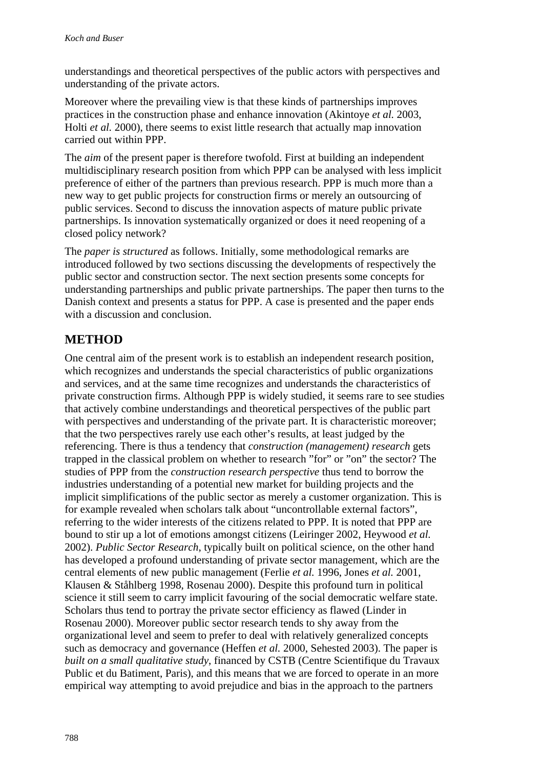understandings and theoretical perspectives of the public actors with perspectives and understanding of the private actors.

Moreover where the prevailing view is that these kinds of partnerships improves practices in the construction phase and enhance innovation (Akintoye *et al.* 2003, Holti *et al.* 2000), there seems to exist little research that actually map innovation carried out within PPP.

The *aim* of the present paper is therefore twofold. First at building an independent multidisciplinary research position from which PPP can be analysed with less implicit preference of either of the partners than previous research. PPP is much more than a new way to get public projects for construction firms or merely an outsourcing of public services. Second to discuss the innovation aspects of mature public private partnerships. Is innovation systematically organized or does it need reopening of a closed policy network?

The *paper is structured* as follows. Initially, some methodological remarks are introduced followed by two sections discussing the developments of respectively the public sector and construction sector. The next section presents some concepts for understanding partnerships and public private partnerships. The paper then turns to the Danish context and presents a status for PPP. A case is presented and the paper ends with a discussion and conclusion.

## METHOD

One central aim of the present work is to establish an independent research position, which recognizes and understands the special characteristics of public organizations and services, and at the same time recognizes and understands the characteristics of private construction firms. Although PPP is widely studied, it seems rare to see studies that actively combine understandings and theoretical perspectives of the public part with perspectives and understanding of the private part. It is characteristic moreover; that the two perspectives rarely use each other's results, at least judged by the referencing. There is thus a tendency that *construction (management) research* gets trapped in the classical problem on whether to research "for" or "on" the sector? The studies of PPP from the *construction research perspective* thus tend to borrow the industries understanding of a potential new market for building projects and the implicit simplifications of the public sector as merely a customer organization. This is for example revealed when scholars talk about "uncontrollable external factors", referring to the wider interests of the citizens related to PPP. It is noted that PPP are bound to stir up a lot of emotions amongst citizens (Leiringer 2002, Heywood *et al.* 2002). *Public Sector Research*, typically built on political science, on the other hand has developed a profound understanding of private sector management, which are the central elements of new public management (Ferlie *et al.* 1996, Jones *et al.* 2001, Klausen & Ståhlberg 1998, Rosenau 2000). Despite this profound turn in political science it still seem to carry implicit favouring of the social democratic welfare state. Scholars thus tend to portray the private sector efficiency as flawed (Linder in Rosenau 2000). Moreover public sector research tends to shy away from the organizational level and seem to prefer to deal with relatively generalized concepts such as democracy and governance (Heffen *et al.* 2000, Sehested 2003). The paper is *built on a small qualitative study*, financed by CSTB (Centre Scientifique du Travaux Public et du Batiment, Paris), and this means that we are forced to operate in an more empirical way attempting to avoid prejudice and bias in the approach to the partners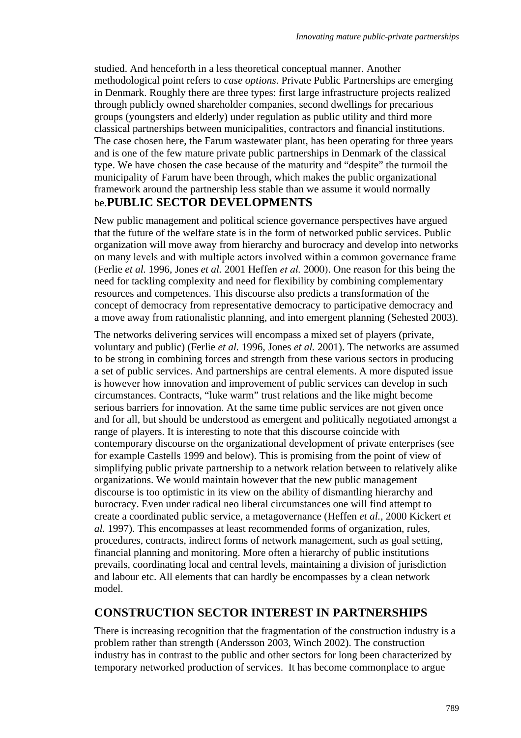studied. And henceforth in a less theoretical conceptual manner. Another methodological point refers to *case options*. Private Public Partnerships are emerging in Denmark. Roughly there are three types: first large infrastructure projects realized through publicly owned shareholder companies, second dwellings for precarious groups (youngsters and elderly) under regulation as public utility and third more classical partnerships between municipalities, contractors and financial institutions. The case chosen here, the Farum wastewater plant, has been operating for three years and is one of the few mature private public partnerships in Denmark of the classical type. We have chosen the case because of the maturity and "despite" the turmoil the municipality of Farum have been through, which makes the public organizational framework around the partnership less stable than we assume it would normally be.

## PUBLIC SECTOR DEVELOPMENTS

New public management and political science governance perspectives have argued that the future of the welfare state is in the form of networked public services. Public organization will move away from hierarchy and burocracy and develop into networks on many levels and with multiple actors involved within a common governance frame (Ferlie *et al.* 1996, Jones *et al.* 2001 Heffen *et al.* 2000). One reason for this being the need for tackling complexity and need for flexibility by combining complementary resources and competences. This discourse also predicts a transformation of the concept of democracy from representative democracy to participative democracy and a move away from rationalistic planning, and into emergent planning (Sehested 2003).

The networks delivering services will encompass a mixed set of players (private, voluntary and public) (Ferlie *et al.* 1996, Jones *et al.* 2001). The networks are assumed to be strong in combining forces and strength from these various sectors in producing a set of public services. And partnerships are central elements. A more disputed issue is however how innovation and improvement of public services can develop in such circumstances. Contracts, "luke warm" trust relations and the like might become serious barriers for innovation. At the same time public services are not given once and for all, but should be understood as emergent and politically negotiated amongst a range of players. It is interesting to note that this discourse coincide with contemporary discourse on the organizational development of private enterprises (see for example Castells 1999 and below). This is promising from the point of view of simplifying public private partnership to a network relation between to relatively alike organizations. We would maintain however that the new public management discourse is too optimistic in its view on the ability of dismantling hierarchy and burocracy. Even under radical neo liberal circumstances one will find attempt to create a coordinated public service, a metagovernance (Heffen *et al.*, 2000 Kickert *et al.* 1997). This encompasses at least recommended forms of organization, rules, procedures, contracts, indirect forms of network management, such as goal setting, financial planning and monitoring. More often a hierarchy of public institutions prevails, coordinating local and central levels, maintaining a division of jurisdiction and labour etc. All elements that can hardly be encompasses by a clean network model.

## CONSTRUCTION SECTOR INTEREST IN PARTNERSHIPS

There is increasing recognition that the fragmentation of the construction industry is a problem rather than strength (Andersson 2003, Winch 2002). The construction industry has in contrast to the public and other sectors for long been characterized by temporary networked production of services. It has become commonplace to argue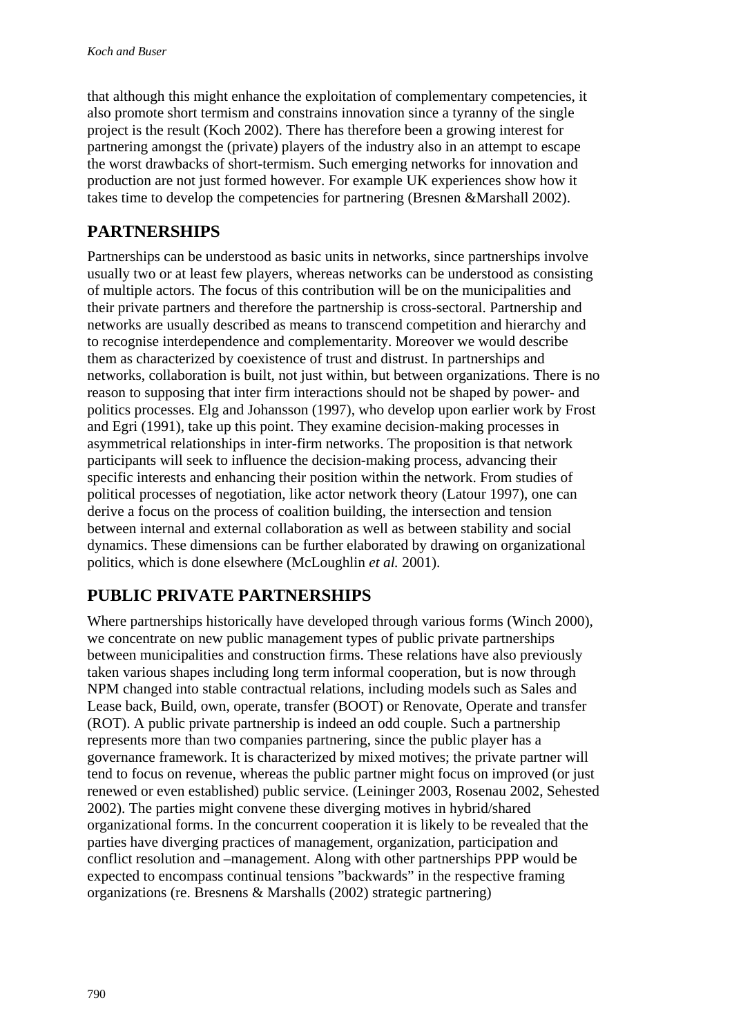that although this might enhance the exploitation of complementary competencies, it also promote short termism and constrains innovation since a tyranny of the single project is the result (Koch 2002). There has therefore been a growing interest for partnering amongst the (private) players of the industry also in an attempt to escape the worst drawbacks of short-termism. Such emerging networks for innovation and production are not just formed however. For example UK experiences show how it takes time to develop the competencies for partnering (Bresnen &Marshall 2002).

## PARTNERSHIPS

Partnerships can be understood as basic units in networks, since partnerships involve usually two or at least few players, whereas networks can be understood as consisting of multiple actors. The focus of this contribution will be on the municipalities and their private partners and therefore the partnership is cross-sectoral. Partnership and networks are usually described as means to transcend competition and hierarchy and to recognise interdependence and complementarity. Moreover we would describe them as characterized by coexistence of trust and distrust. In partnerships and networks, collaboration is built, not just within, but between organizations. There is no reason to supposing that inter firm interactions should not be shaped by power- and politics processes. Elg and Johansson (1997), who develop upon earlier work by Frost and Egri (1991), take up this point. They examine decision-making processes in asymmetrical relationships in inter-firm networks. The proposition is that network participants will seek to influence the decision-making process, advancing their specific interests and enhancing their position within the network. From studies of political processes of negotiation, like actor network theory (Latour 1997), one can derive a focus on the process of coalition building, the intersection and tension between internal and external collaboration as well as between stability and social dynamics. These dimensions can be further elaborated by drawing on organizational politics, which is done elsewhere (McLoughlin *et al.* 2001).

## PUBLIC PRIVATE PARTNERSHIPS

Where partnerships historically have developed through various forms (Winch 2000), we concentrate on new public management types of public private partnerships between municipalities and construction firms. These relations have also previously taken various shapes including long term informal cooperation, but is now through NPM changed into stable contractual relations, including models such as Sales and Lease back, Build, own, operate, transfer (BOOT) or Renovate, Operate and transfer (ROT). A public private partnership is indeed an odd couple. Such a partnership represents more than two companies partnering, since the public player has a governance framework. It is characterized by mixed motives; the private partner will tend to focus on revenue, whereas the public partner might focus on improved (or just renewed or even established) public service. (Leininger 2003, Rosenau 2002, Sehested 2002). The parties might convene these diverging motives in hybrid/shared organizational forms. In the concurrent cooperation it is likely to be revealed that the parties have diverging practices of management, organization, participation and conflict resolution and –management. Along with other partnerships PPP would be expected to encompass continual tensions "backwards" in the respective framing organizations (re. Bresnens & Marshalls (2002) strategic partnering)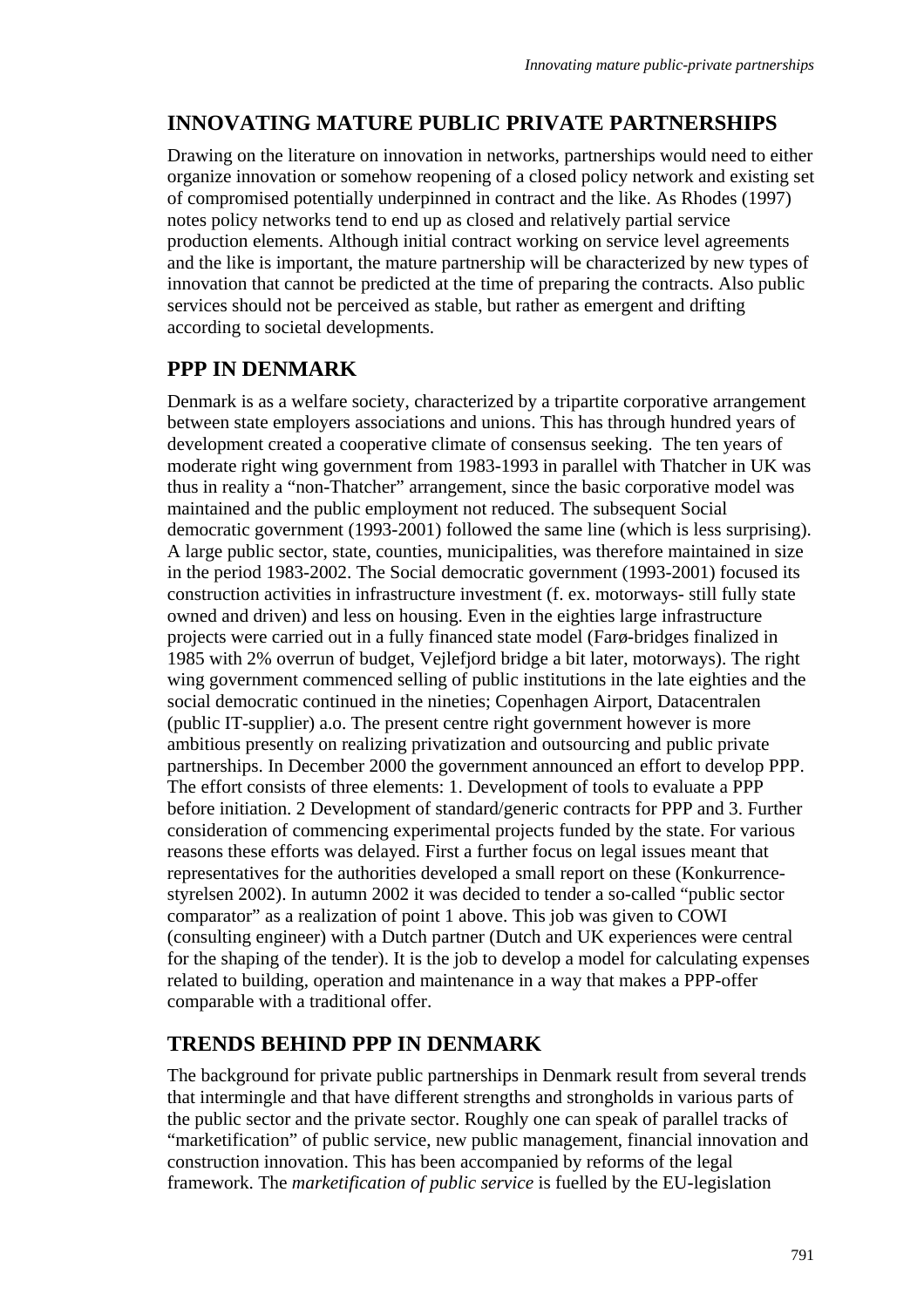## INNOVATING MATURE PUBLIC PRIVATE PARTNERSHIPS

Drawing on the literature on innovation in networks, partnerships would need to either organize innovation or somehow reopening of a closed policy network and existing set of compromised potentially underpinned in contract and the like. As Rhodes (1997) notes policy networks tend to end up as closed and relatively partial service production elements. Although initial contract working on service level agreements and the like is important, the mature partnership will be characterized by new types of innovation that cannot be predicted at the time of preparing the contracts. Also public services should not be perceived as stable, but rather as emergent and drifting according to societal developments.

## PPP IN DENMARK

Denmark is as a welfare society, characterized by a tripartite corporative arrangement between state employers associations and unions. This has through hundred years of development created a cooperative climate of consensus seeking. The ten years of moderate right wing government from 1983-1993 in parallel with Thatcher in UK was thus in reality a "non-Thatcher" arrangement, since the basic corporative model was maintained and the public employment not reduced. The subsequent Social democratic government (1993-2001) followed the same line (which is less surprising). A large public sector, state, counties, municipalities, was therefore maintained in size in the period 1983-2002. The Social democratic government (1993-2001) focused its construction activities in infrastructure investment (f. ex. motorways- still fully state owned and driven) and less on housing. Even in the eighties large infrastructure projects were carried out in a fully financed state model (Farø-bridges finalized in 1985 with 2% overrun of budget, Vejlefjord bridge a bit later, motorways). The right wing government commenced selling of public institutions in the late eighties and the social democratic continued in the nineties; Copenhagen Airport, Datacentralen (public IT-supplier) a.o. The present centre right government however is more ambitious presently on realizing privatization and outsourcing and public private partnerships. In December 2000 the government announced an effort to develop PPP. The effort consists of three elements: 1. Development of tools to evaluate a PPP before initiation. 2 Development of standard/generic contracts for PPP and 3. Further consideration of commencing experimental projects funded by the state. For various reasons these efforts was delayed. First a further focus on legal issues meant that representatives for the authorities developed a small report on these (Konkurrence-styrelsen 2002). In autumn 2002 it was decided to tender a so-called "public sector comparator" as a realization of point 1 above. This job was given to COWI (consulting engineer) with a Dutch partner (Dutch and UK experiences were central for the shaping of the tender). It is the job to develop a model for calculating expenses related to building, operation and maintenance in a way that makes a PPP-offer comparable with a traditional offer.

## TRENDS BEHIND PPP IN DENMARK

The background for private public partnerships in Denmark result from several trends that intermingle and that have different strengths and strongholds in various parts of the public sector and the private sector. Roughly one can speak of parallel tracks of "marketification" of public service, new public management, financial innovation and construction innovation. This has been accompanied by reforms of the legal framework. The *marketification of public service* is fuelled by the EU-legislation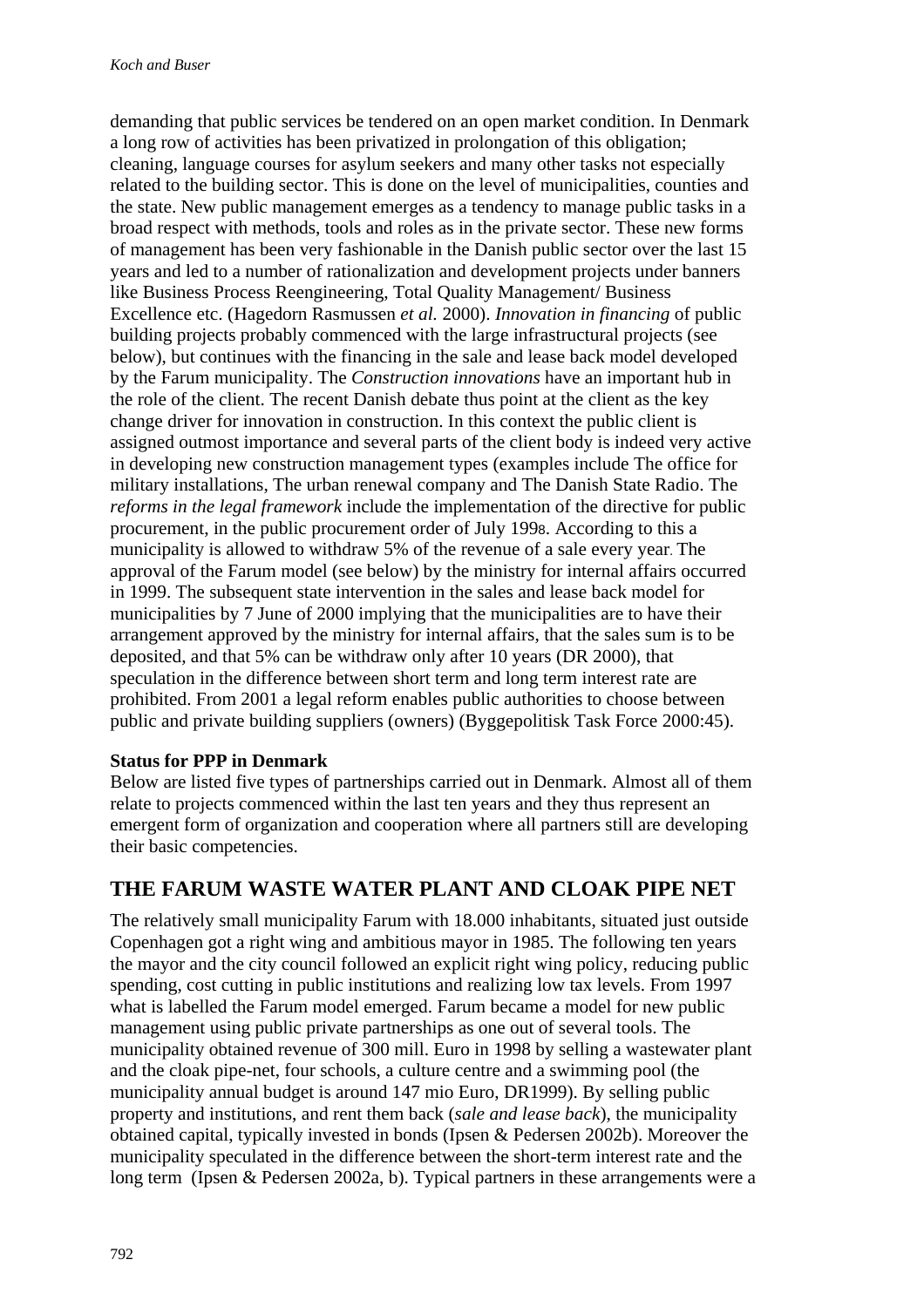demanding that public services be tendered on an open market condition. In Denmark a long row of activities has been privatized in prolongation of this obligation; cleaning, language courses for asylum seekers and many other tasks not especially related to the building sector. This is done on the level of municipalities, counties and the state. New public management emerges as a tendency to manage public tasks in a broad respect with methods, tools and roles as in the private sector. These new forms of management has been very fashionable in the Danish public sector over the last 15 years and led to a number of rationalization and development projects under banners like Business Process Reengineering, Total Quality Management/ Business Excellence etc. (Hagedorn Rasmussen *et al.* 2000). *Innovation in financing* of public building projects probably commenced with the large infrastructural projects (see below), but continues with the financing in the sale and lease back model developed by the Farum municipality. The *Construction innovations* have an important hub in the role of the client. The recent Danish debate thus point at the client as the key change driver for innovation in construction. In this context the public client is assigned outmost importance and several parts of the client body is indeed very active in developing new construction management types (examples include The office for military installations, The urban renewal company and The Danish State Radio. The *reforms in the legal framework* include the implementation of the directive for public procurement, in the public procurement order of July 1998. According to this a municipality is allowed to withdraw 5% of the revenue of a sale every year. The approval of the Farum model (see below) by the ministry for internal affairs occurred in 1999. The subsequent state intervention in the sales and lease back model for municipalities by 7 June of 2000 implying that the municipalities are to have their arrangement approved by the ministry for internal affairs, that the sales sum is to be deposited, and that 5% can be withdraw only after 10 years (DR 2000), that speculation in the difference between short term and long term interest rate are prohibited. From 2001 a legal reform enables public authorities to choose between public and private building suppliers (owners) (Byggepolitisk Task Force 2000:45).

**Status for PPP in Denmark**

Below are listed five types of partnerships carried out in Denmark. Almost all of them relate to projects commenced within the last ten years and they thus represent an emergent form of organization and cooperation where all partners still are developing their basic competencies.

## THE FARUM WASTE WATER PLANT AND CLOAK PIPE NET

The relatively small municipality Farum with 18.000 inhabitants, situated just outside Copenhagen got a right wing and ambitious mayor in 1985. The following ten years the mayor and the city council followed an explicit right wing policy, reducing public spending, cost cutting in public institutions and realizing low tax levels. From 1997 what is labelled the Farum model emerged. Farum became a model for new public management using public private partnerships as one out of several tools. The municipality obtained revenue of 300 mill. Euro in 1998 by selling a wastewater plant and the cloak pipe-net, four schools, a culture centre and a swimming pool (the municipality annual budget is around 147 mio Euro, DR1999). By selling public property and institutions, and rent them back (*sale and lease back*), the municipality obtained capital, typically invested in bonds (Ipsen & Pedersen 2002b). Moreover the municipality speculated in the difference between the short-term interest rate and the long term (Ipsen & Pedersen 2002a, b). Typical partners in these arrangements were a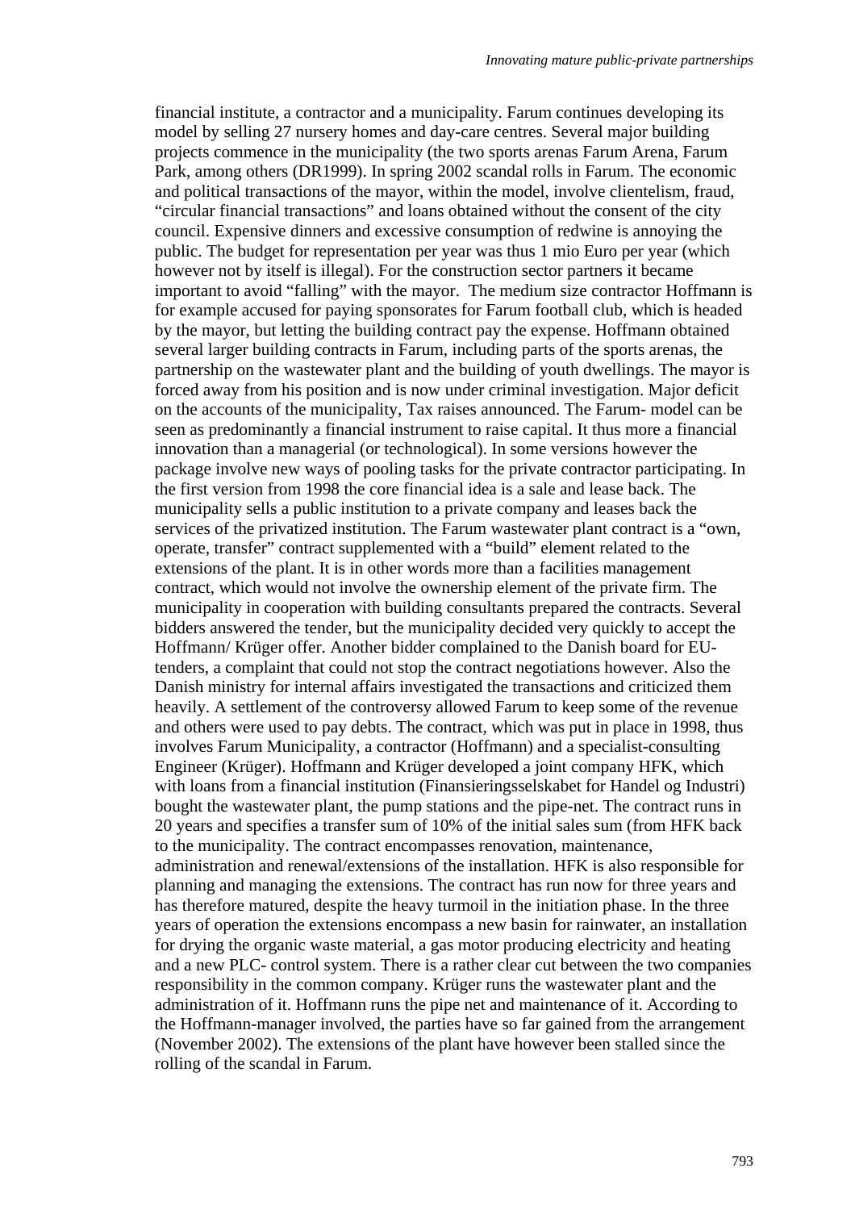financial institute, a contractor and a municipality. Farum continues developing its model by selling 27 nursery homes and day-care centres. Several major building projects commence in the municipality (the two sports arenas Farum Arena, Farum Park, among others (DR1999). In spring 2002 scandal rolls in Farum. The economic and political transactions of the mayor, within the model, involve clientelism, fraud, "circular financial transactions" and loans obtained without the consent of the city council. Expensive dinners and excessive consumption of redwine is annoying the public. The budget for representation per year was thus 1 mio Euro per year (which however not by itself is illegal). For the construction sector partners it became important to avoid "falling" with the mayor. The medium size contractor Hoffmann is for example accused for paying sponsorates for Farum football club, which is headed by the mayor, but letting the building contract pay the expense. Hoffmann obtained several larger building contracts in Farum, including parts of the sports arenas, the partnership on the wastewater plant and the building of youth dwellings. The mayor is forced away from his position and is now under criminal investigation. Major deficit on the accounts of the municipality, Tax raises announced. The Farum- model can be seen as predominantly a financial instrument to raise capital. It thus more a financial innovation than a managerial (or technological). In some versions however the package involve new ways of pooling tasks for the private contractor participating. In the first version from 1998 the core financial idea is a sale and lease back. The municipality sells a public institution to a private company and leases back the services of the privatized institution. The Farum wastewater plant contract is a "own, operate, transfer" contract supplemented with a "build" element related to the extensions of the plant. It is in other words more than a facilities management contract, which would not involve the ownership element of the private firm. The municipality in cooperation with building consultants prepared the contracts. Several bidders answered the tender, but the municipality decided very quickly to accept the Hoffmann/ Krüger offer. Another bidder complained to the Danish board for EU-tenders, a complaint that could not stop the contract negotiations however. Also the Danish ministry for internal affairs investigated the transactions and criticized them heavily. A settlement of the controversy allowed Farum to keep some of the revenue and others were used to pay debts. The contract, which was put in place in 1998, thus involves Farum Municipality, a contractor (Hoffmann) and a specialist-consulting Engineer (Krüger). Hoffmann and Krüger developed a joint company HFK, which with loans from a financial institution (Finansieringsselskabet for Handel og Industri) bought the wastewater plant, the pump stations and the pipe-net. The contract runs in 20 years and specifies a transfer sum of 10% of the initial sales sum (from HFK back to the municipality. The contract encompasses renovation, maintenance, administration and renewal/extensions of the installation. HFK is also responsible for planning and managing the extensions. The contract has run now for three years and has therefore matured, despite the heavy turmoil in the initiation phase. In the three years of operation the extensions encompass a new basin for rainwater, an installation for drying the organic waste material, a gas motor producing electricity and heating and a new PLC- control system. There is a rather clear cut between the two companies responsibility in the common company. Krüger runs the wastewater plant and the administration of it. Hoffmann runs the pipe net and maintenance of it. According to the Hoffmann-manager involved, the parties have so far gained from the arrangement (November 2002). The extensions of the plant have however been stalled since the rolling of the scandal in Farum.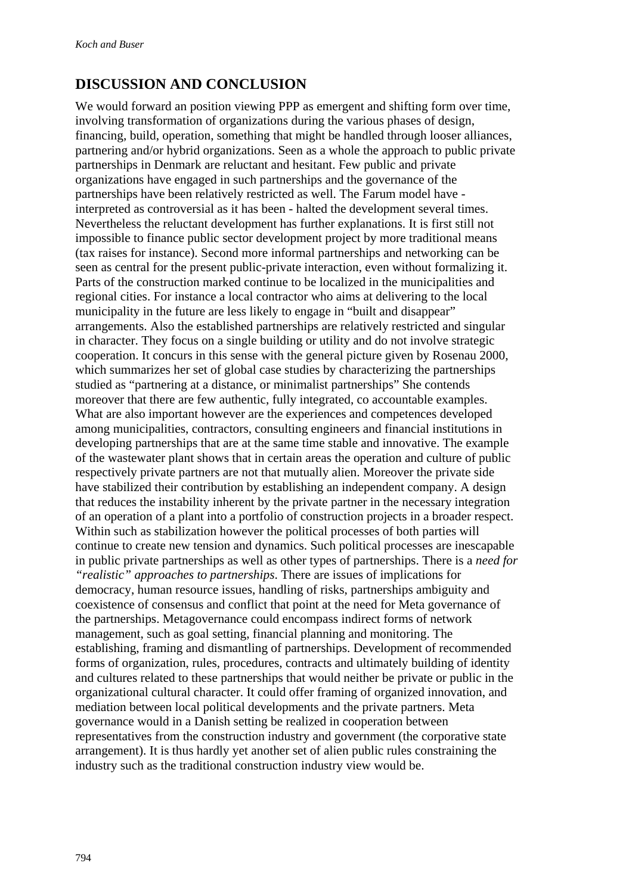## DISCUSSION AND CONCLUSION

We would forward an position viewing PPP as emergent and shifting form over time, involving transformation of organizations during the various phases of design, financing, build, operation, something that might be handled through looser alliances, partnering and/or hybrid organizations. Seen as a whole the approach to public private partnerships in Denmark are reluctant and hesitant. Few public and private organizations have engaged in such partnerships and the governance of the partnerships have been relatively restricted as well. The Farum model have - interpreted as controversial as it has been - halted the development several times. Nevertheless the reluctant development has further explanations. It is first still not impossible to finance public sector development project by more traditional means (tax raises for instance). Second more informal partnerships and networking can be seen as central for the present public-private interaction, even without formalizing it. Parts of the construction marked continue to be localized in the municipalities and regional cities. For instance a local contractor who aims at delivering to the local municipality in the future are less likely to engage in "built and disappear" arrangements. Also the established partnerships are relatively restricted and singular in character. They focus on a single building or utility and do not involve strategic cooperation. It concurs in this sense with the general picture given by Rosenau 2000, which summarizes her set of global case studies by characterizing the partnerships studied as "partnering at a distance, or minimalist partnerships" She contends moreover that there are few authentic, fully integrated, co accountable examples. What are also important however are the experiences and competences developed among municipalities, contractors, consulting engineers and financial institutions in developing partnerships that are at the same time stable and innovative. The example of the wastewater plant shows that in certain areas the operation and culture of public respectively private partners are not that mutually alien. Moreover the private side have stabilized their contribution by establishing an independent company. A design that reduces the instability inherent by the private partner in the necessary integration of an operation of a plant into a portfolio of construction projects in a broader respect. Within such as stabilization however the political processes of both parties will continue to create new tension and dynamics. Such political processes are inescapable in public private partnerships as well as other types of partnerships. There is a *need for "realistic" approaches to partnerships*. There are issues of implications for democracy, human resource issues, handling of risks, partnerships ambiguity and coexistence of consensus and conflict that point at the need for Meta governance of the partnerships. Metagovernance could encompass indirect forms of network management, such as goal setting, financial planning and monitoring. The establishing, framing and dismantling of partnerships. Development of recommended forms of organization, rules, procedures, contracts and ultimately building of identity and cultures related to these partnerships that would neither be private or public in the organizational cultural character. It could offer framing of organized innovation, and mediation between local political developments and the private partners. Meta governance would in a Danish setting be realized in cooperation between representatives from the construction industry and government (the corporative state arrangement). It is thus hardly yet another set of alien public rules constraining the industry such as the traditional construction industry view would be.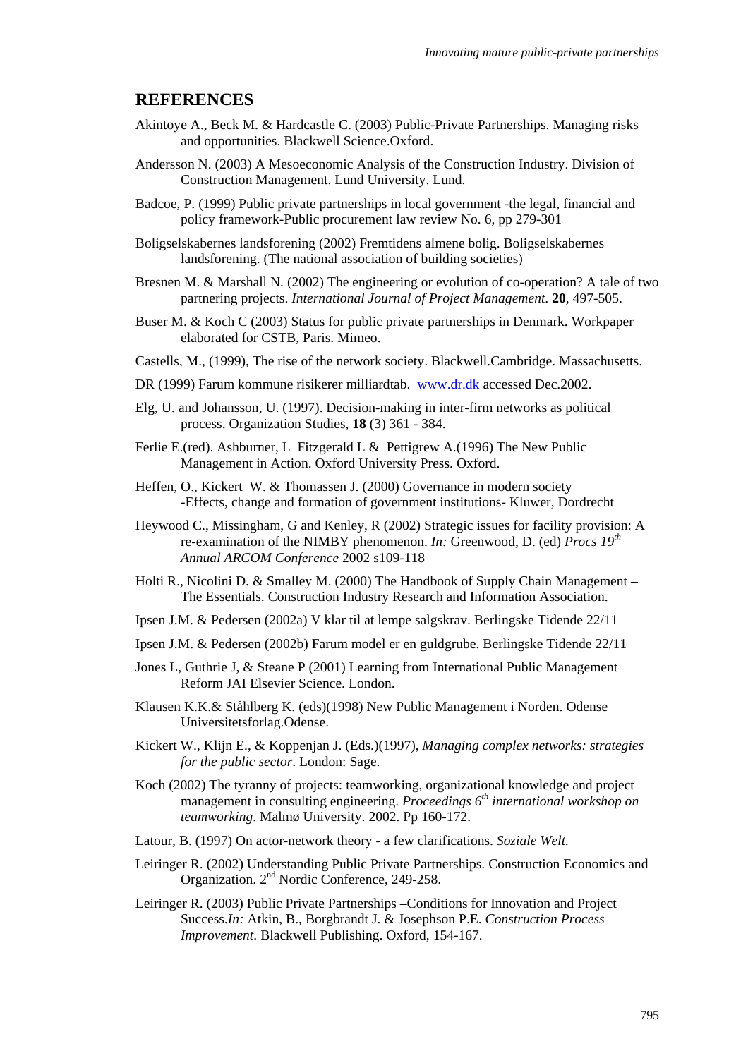## REFERENCES

Akintoye A., Beck M. & Hardcastle C. (2003) Public-Private Partnerships. Managing risks and opportunities. Blackwell Science.Oxford.

Andersson N. (2003) A Mesoeconomic Analysis of the Construction Industry. Division of Construction Management. Lund University. Lund.

Badcoe, P. (1999) Public private partnerships in local government -the legal, financial and policy framework-Public procurement law review No. 6, pp 279-301

Boligselskabernes landsforening (2002) Fremtidens almene bolig. Boligselskabernes landsforening. (The national association of building societies)

Bresnen M. & Marshall N. (2002) The engineering or evolution of co-operation? A tale of two partnering projects. *International Journal of Project Management.* **20**, 497-505.

Buser M. & Koch C (2003) Status for public private partnerships in Denmark. Workpaper elaborated for CSTB, Paris. Mimeo.

Castells, M., (1999), The rise of the network society. Blackwell.Cambridge. Massachusetts.

DR (1999) Farum kommune risikerer milliardtab. www.dr.dk accessed Dec.2002.

Elg, U. and Johansson, U. (1997). Decision-making in inter-firm networks as political process. Organization Studies, **18** (3) 361 - 384.

Ferlie E.(red). Ashburner, L Fitzgerald L & Pettigrew A.(1996) The New Public Management in Action. Oxford University Press. Oxford.

Heffen, O., Kickert W. & Thomassen J. (2000) Governance in modern society -Effects, change and formation of government institutions- Kluwer, Dordrecht

Heywood C., Missingham, G and Kenley, R (2002) Strategic issues for facility provision: A re-examination of the NIMBY phenomenon. *In:* Greenwood, D. (ed) *Procs 19th Annual ARCOM Conference* 2002 s109-118

Holti R., Nicolini D. & Smalley M. (2000) The Handbook of Supply Chain Management – The Essentials. Construction Industry Research and Information Association.

Ipsen J.M. & Pedersen (2002a) V klar til at lempe salgskrav. Berlingske Tidende 22/11

Ipsen J.M. & Pedersen (2002b) Farum model er en guldgrube. Berlingske Tidende 22/11

Jones L, Guthrie J, & Steane P (2001) Learning from International Public Management Reform JAI Elsevier Science. London.

Klausen K.K.& Ståhlberg K. (eds)(1998) New Public Management i Norden. Odense Universitetsforlag.Odense.

Kickert W., Klijn E., & Koppenjan J. (Eds.)(1997), *Managing complex networks: strategies for the public sector*. London: Sage.

Koch (2002) The tyranny of projects: teamworking, organizational knowledge and project management in consulting engineering. *Proceedings 6th international workshop on teamworking*. Malmø University. 2002. Pp 160-172.

Latour, B. (1997) On actor-network theory - a few clarifications. *Soziale Welt.*

Leiringer R. (2002) Understanding Public Private Partnerships. Construction Economics and Organization. 2nd Nordic Conference, 249-258.

Leiringer R. (2003) Public Private Partnerships –Conditions for Innovation and Project Success.*In:* Atkin, B., Borgbrandt J. & Josephson P.E. *Construction Process Improvement*. Blackwell Publishing. Oxford, 154-167.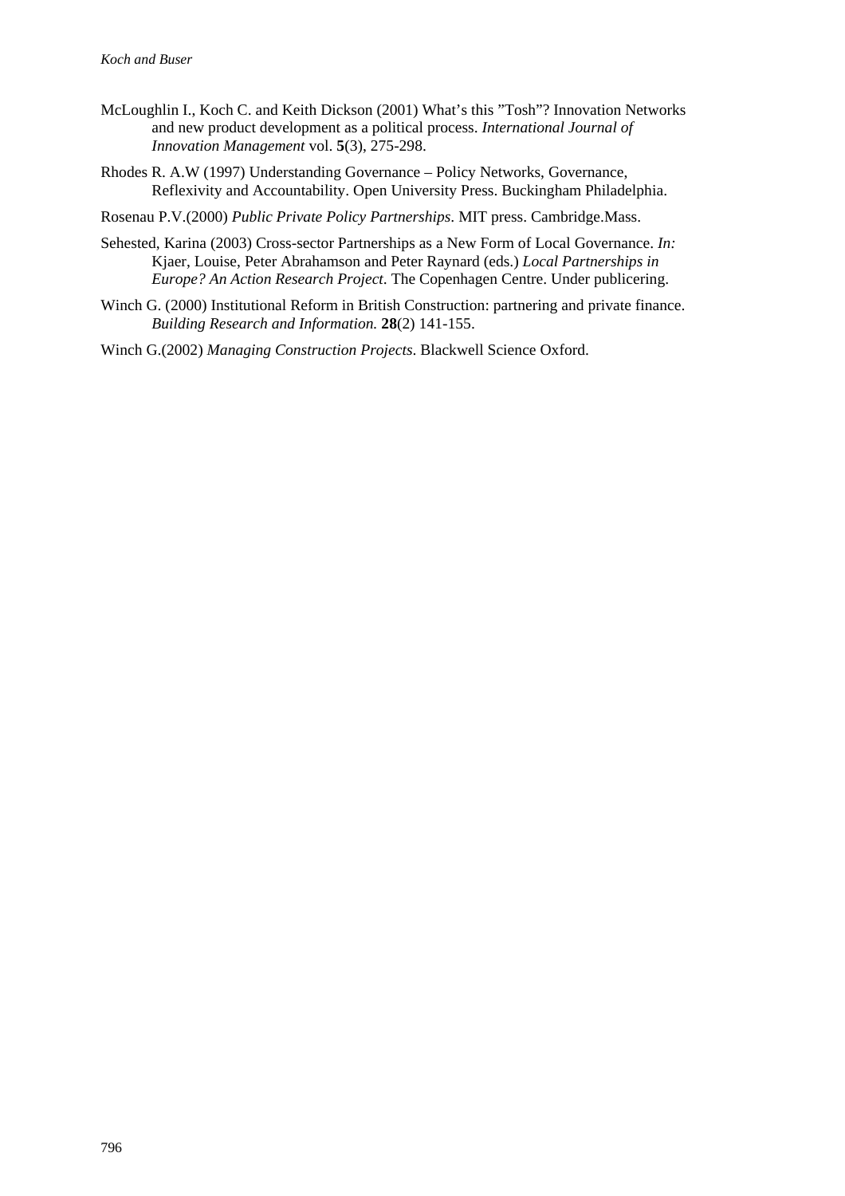McLoughlin I., Koch C. and Keith Dickson (2001) What's this "Tosh"? Innovation Networks and new product development as a political process. *International Journal of Innovation Management* vol. **5**(3), 275-298.

Rhodes R. A.W (1997) Understanding Governance – Policy Networks, Governance, Reflexivity and Accountability. Open University Press. Buckingham Philadelphia.

Rosenau P.V.(2000) *Public Private Policy Partnerships*. MIT press. Cambridge.Mass.

Sehested, Karina (2003) Cross-sector Partnerships as a New Form of Local Governance. *In:* Kjaer, Louise, Peter Abrahamson and Peter Raynard (eds.) *Local Partnerships in Europe? An Action Research Project.* The Copenhagen Centre. Under publicering.

Winch G. (2000) Institutional Reform in British Construction: partnering and private finance. *Building Research and Information.* **28**(2) 141-155.

Winch G.(2002) *Managing Construction Projects*. Blackwell Science Oxford.